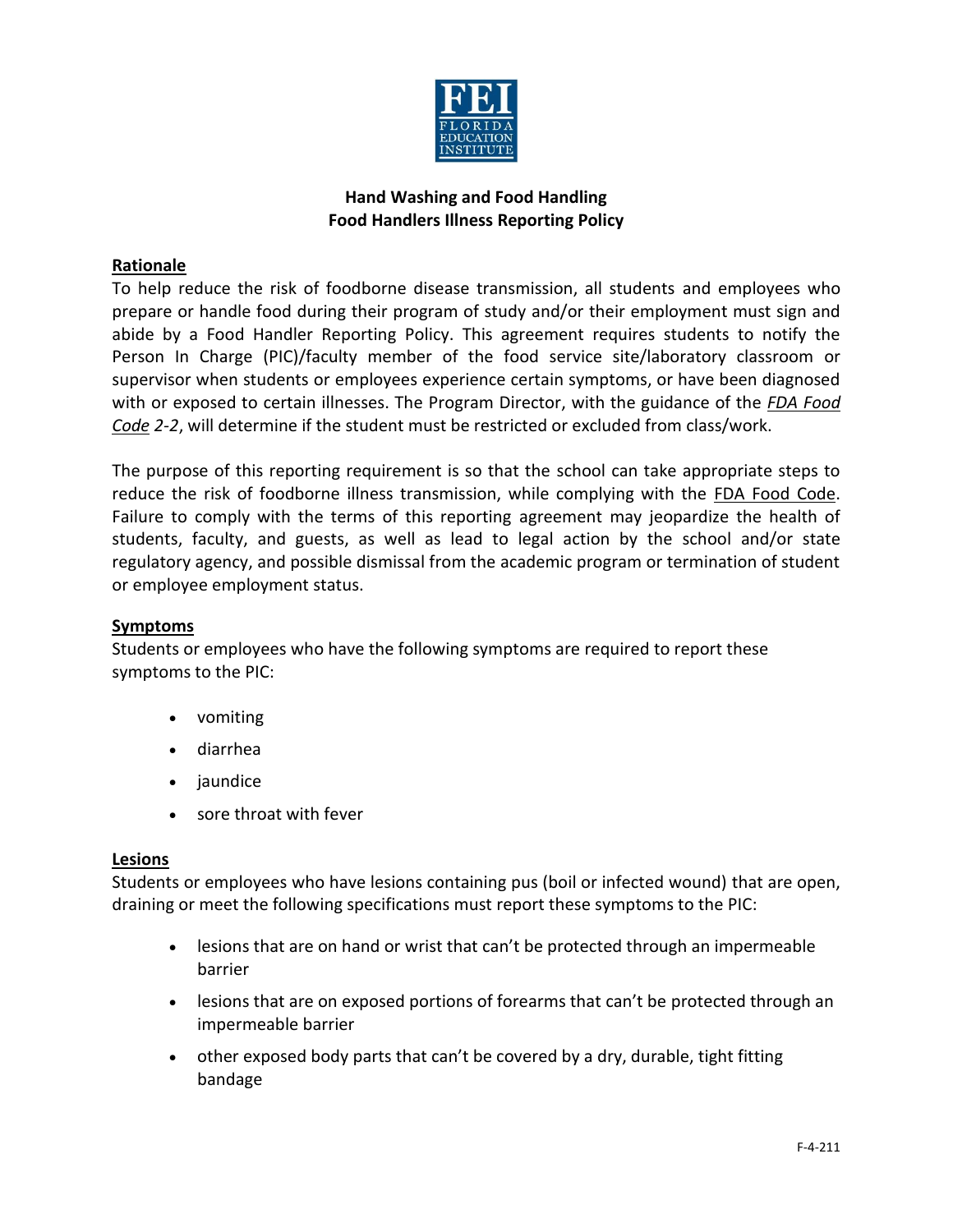FEI
FLORIDA
EDUCATION
INSTITUTE

**Hand Washing and Food Handling**
**Food Handlers Illness Reporting Policy**

## Rationale

To help reduce the risk of foodborne disease transmission, all students and employees who prepare or handle food during their program of study and/or their employment must sign and abide by a Food Handler Reporting Policy. This agreement requires students to notify the Person In Charge (PIC)/faculty member of the food service site/laboratory classroom or supervisor when students or employees experience certain symptoms, or have been diagnosed with or exposed to certain illnesses. The Program Director, with the guidance of the *FDA Food Code 2-2*, will determine if the student must be restricted or excluded from class/work.

The purpose of this reporting requirement is so that the school can take appropriate steps to reduce the risk of foodborne illness transmission, while complying with the FDA Food Code. Failure to comply with the terms of this reporting agreement may jeopardize the health of students, faculty, and guests, as well as lead to legal action by the school and/or state regulatory agency, and possible dismissal from the academic program or termination of student or employee employment status.

## Symptoms

Students or employees who have the following symptoms are required to report these symptoms to the PIC:

- vomiting
- diarrhea
- jaundice
- sore throat with fever

## Lesions

Students or employees who have lesions containing pus (boil or infected wound) that are open, draining or meet the following specifications must report these symptoms to the PIC:

- lesions that are on hand or wrist that can't be protected through an impermeable barrier
- lesions that are on exposed portions of forearms that can't be protected through an impermeable barrier
- other exposed body parts that can't be covered by a dry, durable, tight fitting bandage

F-4-211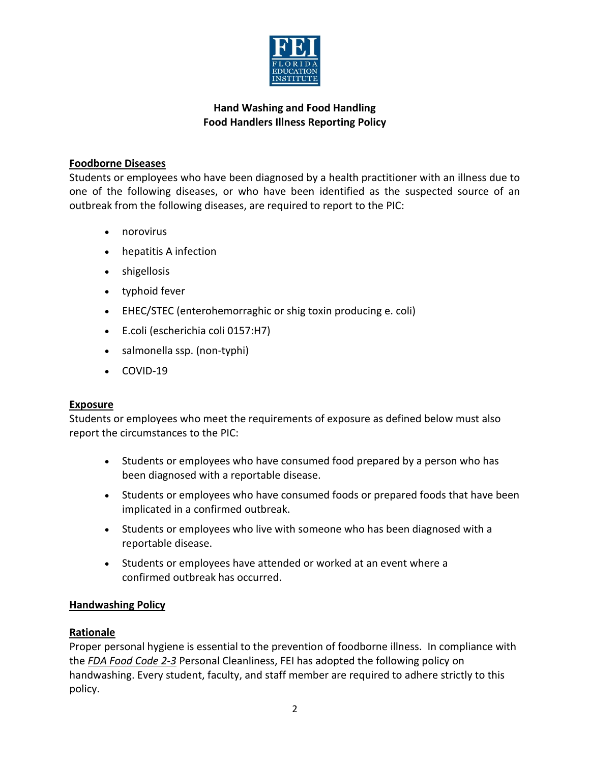**FEI**
FLORIDA EDUCATION INSTITUTE

## Hand Washing and Food Handling
## Food Handlers Illness Reporting Policy

### Foodborne Diseases

Students or employees who have been diagnosed by a health practitioner with an illness due to one of the following diseases, or who have been identified as the suspected source of an outbreak from the following diseases, are required to report to the PIC:

- norovirus
- hepatitis A infection
- shigellosis
- typhoid fever
- EHEC/STEC (enterohemorraghic or shig toxin producing e. coli)
- E.coli (escherichia coli 0157:H7)
- salmonella ssp. (non-typhi)
- COVID-19

### Exposure

Students or employees who meet the requirements of exposure as defined below must also report the circumstances to the PIC:

- Students or employees who have consumed food prepared by a person who has been diagnosed with a reportable disease.
- Students or employees who have consumed foods or prepared foods that have been implicated in a confirmed outbreak.
- Students or employees who live with someone who has been diagnosed with a reportable disease.
- Students or employees have attended or worked at an event where a confirmed outbreak has occurred.

### Handwashing Policy

### Rationale

Proper personal hygiene is essential to the prevention of foodborne illness. In compliance with the *FDA Food Code 2-3* Personal Cleanliness, FEI has adopted the following policy on handwashing. Every student, faculty, and staff member are required to adhere strictly to this policy.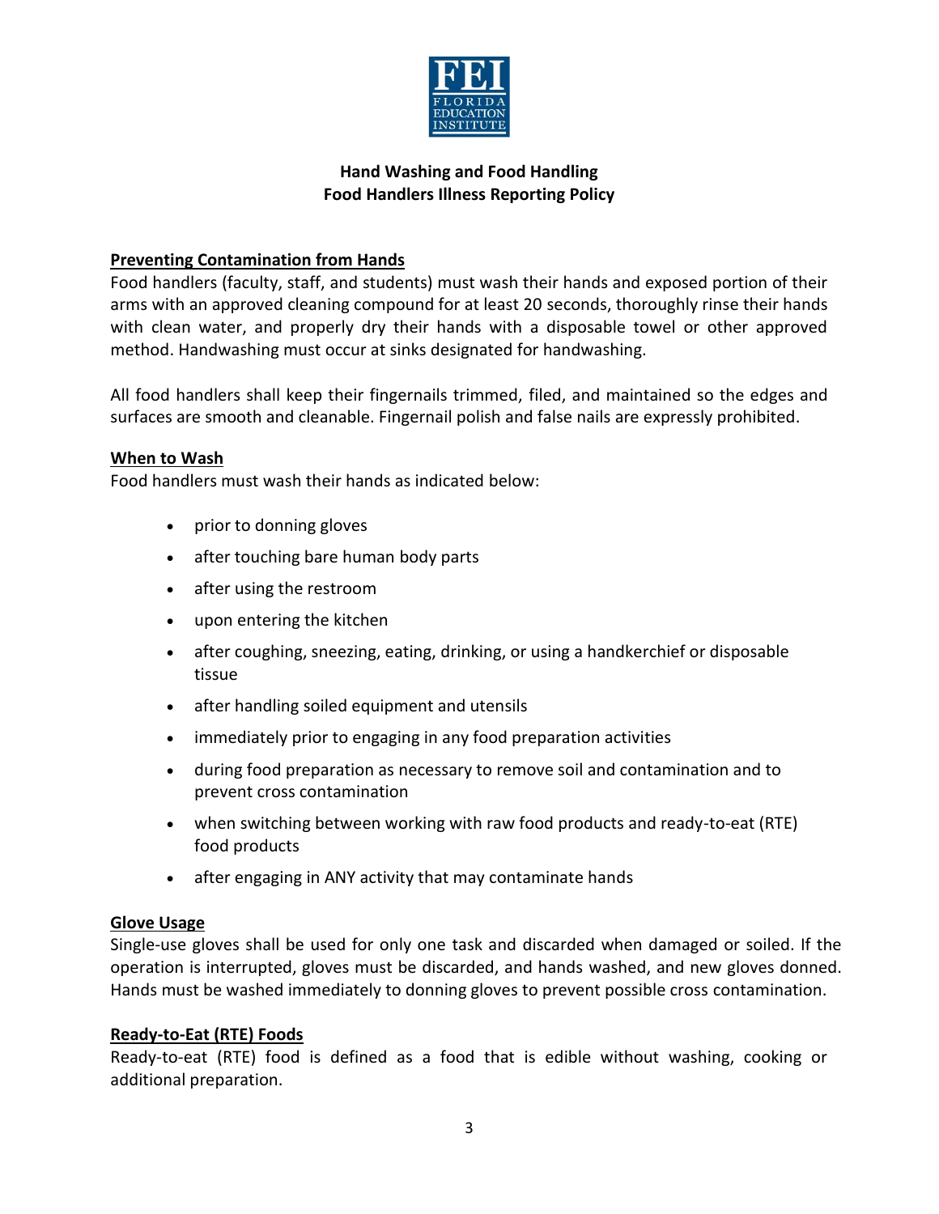**Hand Washing and Food Handling**
**Food Handlers Illness Reporting Policy**

## Preventing Contamination from Hands

Food handlers (faculty, staff, and students) must wash their hands and exposed portion of their arms with an approved cleaning compound for at least 20 seconds, thoroughly rinse their hands with clean water, and properly dry their hands with a disposable towel or other approved method. Handwashing must occur at sinks designated for handwashing.

All food handlers shall keep their fingernails trimmed, filed, and maintained so the edges and surfaces are smooth and cleanable. Fingernail polish and false nails are expressly prohibited.

## When to Wash

Food handlers must wash their hands as indicated below:

- prior to donning gloves
- after touching bare human body parts
- after using the restroom
- upon entering the kitchen
- after coughing, sneezing, eating, drinking, or using a handkerchief or disposable tissue
- after handling soiled equipment and utensils
- immediately prior to engaging in any food preparation activities
- during food preparation as necessary to remove soil and contamination and to prevent cross contamination
- when switching between working with raw food products and ready-to-eat (RTE) food products
- after engaging in ANY activity that may contaminate hands

## Glove Usage

Single-use gloves shall be used for only one task and discarded when damaged or soiled. If the operation is interrupted, gloves must be discarded, and hands washed, and new gloves donned. Hands must be washed immediately to donning gloves to prevent possible cross contamination.

## Ready-to-Eat (RTE) Foods

Ready-to-eat (RTE) food is defined as a food that is edible without washing, cooking or additional preparation.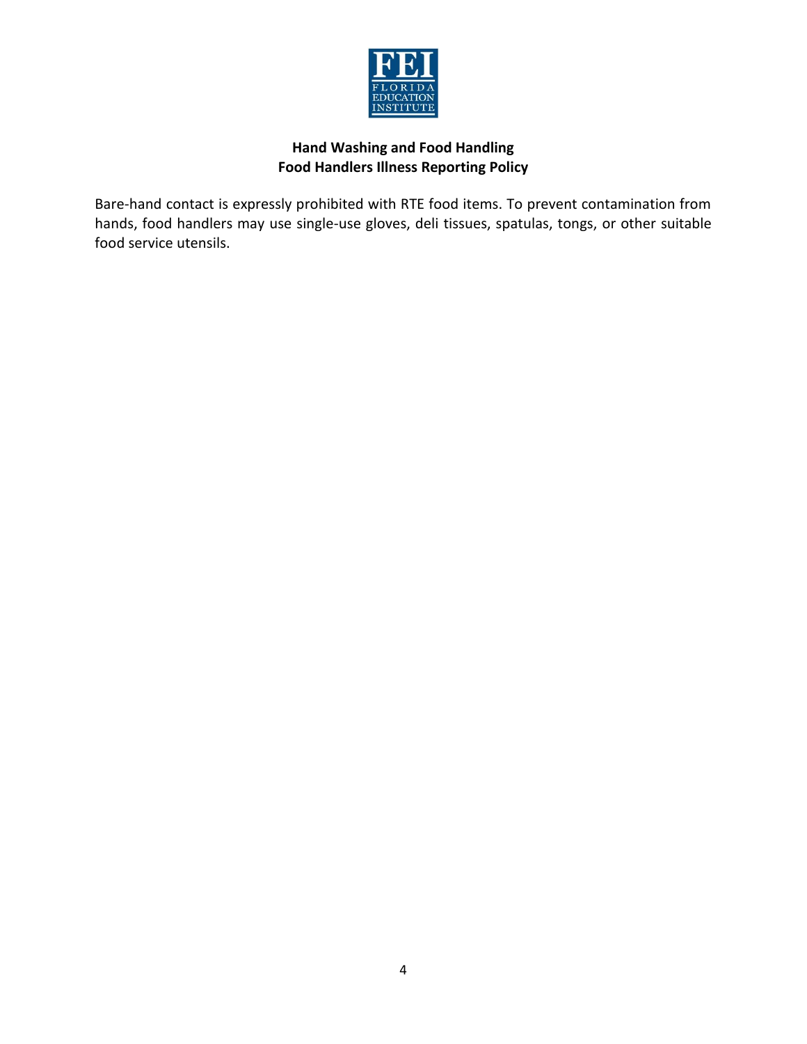FEI
FLORIDA EDUCATION INSTITUTE

**Hand Washing and Food Handling**
**Food Handlers Illness Reporting Policy**

Bare-hand contact is expressly prohibited with RTE food items. To prevent contamination from hands, food handlers may use single-use gloves, deli tissues, spatulas, tongs, or other suitable food service utensils.